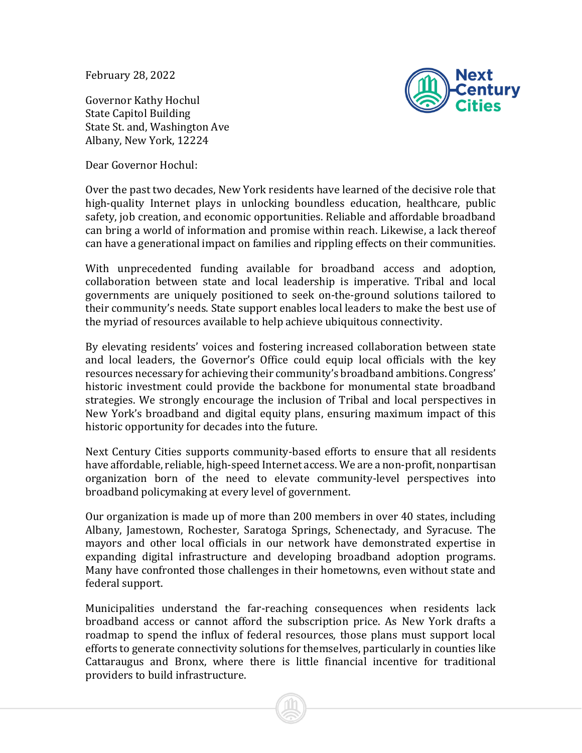February 28, 2022

Governor Kathy Hochul
State Capitol Building
State St. and, Washington Ave
Albany, New York, 12224

Dear Governor Hochul:

Over the past two decades, New York residents have learned of the decisive role that high-quality Internet plays in unlocking boundless education, healthcare, public safety, job creation, and economic opportunities. Reliable and affordable broadband can bring a world of information and promise within reach. Likewise, a lack thereof can have a generational impact on families and rippling effects on their communities.

With unprecedented funding available for broadband access and adoption, collaboration between state and local leadership is imperative. Tribal and local governments are uniquely positioned to seek on-the-ground solutions tailored to their community's needs. State support enables local leaders to make the best use of the myriad of resources available to help achieve ubiquitous connectivity.

By elevating residents' voices and fostering increased collaboration between state and local leaders, the Governor's Office could equip local officials with the key resources necessary for achieving their community's broadband ambitions. Congress' historic investment could provide the backbone for monumental state broadband strategies. We strongly encourage the inclusion of Tribal and local perspectives in New York's broadband and digital equity plans, ensuring maximum impact of this historic opportunity for decades into the future.

Next Century Cities supports community-based efforts to ensure that all residents have affordable, reliable, high-speed Internet access. We are a non-profit, nonpartisan organization born of the need to elevate community-level perspectives into broadband policymaking at every level of government.

Our organization is made up of more than 200 members in over 40 states, including Albany, Jamestown, Rochester, Saratoga Springs, Schenectady, and Syracuse. The mayors and other local officials in our network have demonstrated expertise in expanding digital infrastructure and developing broadband adoption programs. Many have confronted those challenges in their hometowns, even without state and federal support.

Municipalities understand the far-reaching consequences when residents lack broadband access or cannot afford the subscription price. As New York drafts a roadmap to spend the influx of federal resources, those plans must support local efforts to generate connectivity solutions for themselves, particularly in counties like Cattaraugus and Bronx, where there is little financial incentive for traditional providers to build infrastructure.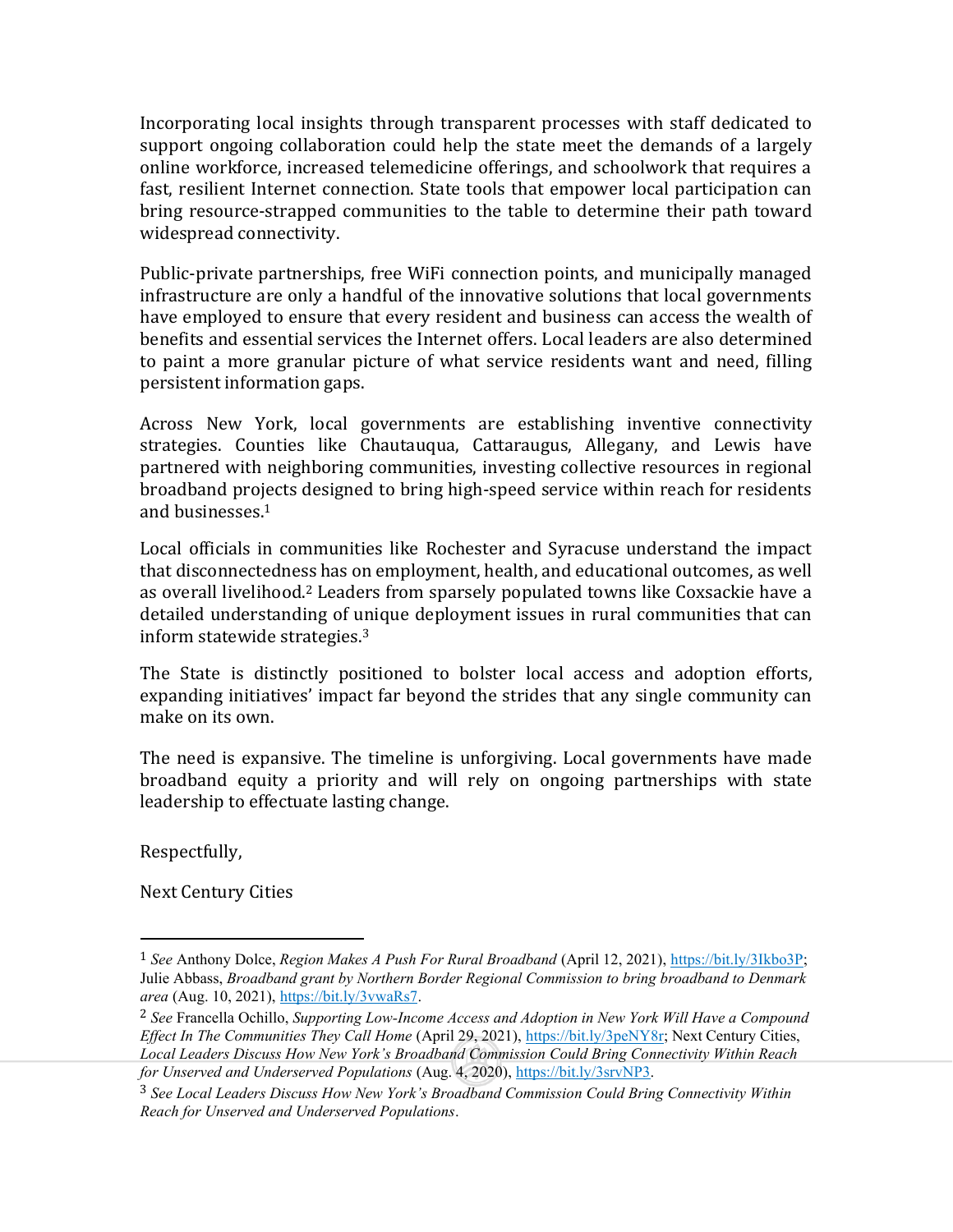Incorporating local insights through transparent processes with staff dedicated to support ongoing collaboration could help the state meet the demands of a largely online workforce, increased telemedicine offerings, and schoolwork that requires a fast, resilient Internet connection. State tools that empower local participation can bring resource-strapped communities to the table to determine their path toward widespread connectivity.

Public-private partnerships, free WiFi connection points, and municipally managed infrastructure are only a handful of the innovative solutions that local governments have employed to ensure that every resident and business can access the wealth of benefits and essential services the Internet offers. Local leaders are also determined to paint a more granular picture of what service residents want and need, filling persistent information gaps.

Across New York, local governments are establishing inventive connectivity strategies. Counties like Chautauqua, Cattaraugus, Allegany, and Lewis have partnered with neighboring communities, investing collective resources in regional broadband projects designed to bring high-speed service within reach for residents and businesses.[1]

Local officials in communities like Rochester and Syracuse understand the impact that disconnectedness has on employment, health, and educational outcomes, as well as overall livelihood.[2] Leaders from sparsely populated towns like Coxsackie have a detailed understanding of unique deployment issues in rural communities that can inform statewide strategies.[3]

The State is distinctly positioned to bolster local access and adoption efforts, expanding initiatives' impact far beyond the strides that any single community can make on its own.

The need is expansive. The timeline is unforgiving. Local governments have made broadband equity a priority and will rely on ongoing partnerships with state leadership to effectuate lasting change.

Respectfully,

Next Century Cities

---

[1] *See* Anthony Dolce, *Region Makes A Push For Rural Broadband* (April 12, 2021), https://bit.ly/3Ikbo3P; Julie Abbass, *Broadband grant by Northern Border Regional Commission to bring broadband to Denmark area* (Aug. 10, 2021), https://bit.ly/3vwaRs7.

[2] *See* Francella Ochillo, *Supporting Low-Income Access and Adoption in New York Will Have a Compound Effect In The Communities They Call Home* (April 29, 2021), https://bit.ly/3peNY8r; Next Century Cities, *Local Leaders Discuss How New York's Broadband Commission Could Bring Connectivity Within Reach for Unserved and Underserved Populations* (Aug. 4, 2020), https://bit.ly/3srvNP3.

[3] *See Local Leaders Discuss How New York's Broadband Commission Could Bring Connectivity Within Reach for Unserved and Underserved Populations*.